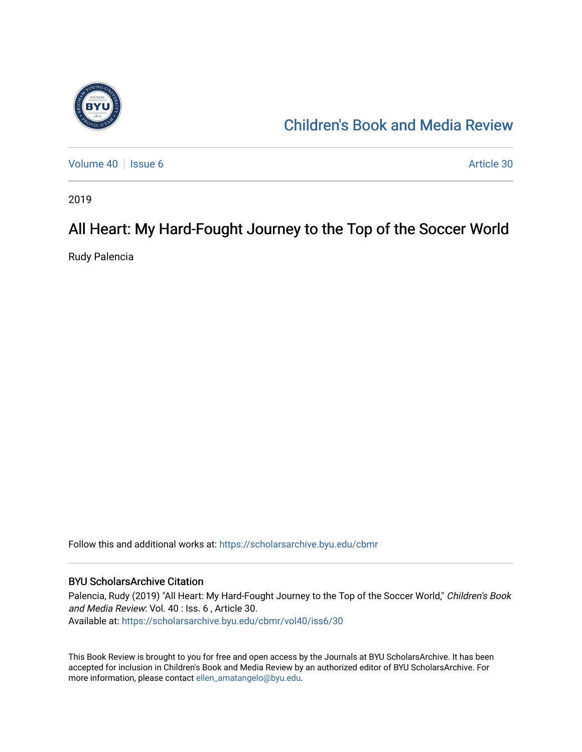Children's Book and Media Review

Volume 40 | Issue 6 Article 30

2019

# All Heart: My Hard-Fought Journey to the Top of the Soccer World

Rudy Palencia

Follow this and additional works at: https://scholarsarchive.byu.edu/cbmr

## BYU ScholarsArchive Citation

Palencia, Rudy (2019) "All Heart: My Hard-Fought Journey to the Top of the Soccer World," *Children's Book and Media Review*: Vol. 40 : Iss. 6 , Article 30.
Available at: https://scholarsarchive.byu.edu/cbmr/vol40/iss6/30

This Book Review is brought to you for free and open access by the Journals at BYU ScholarsArchive. It has been accepted for inclusion in Children's Book and Media Review by an authorized editor of BYU ScholarsArchive. For more information, please contact ellen_amatangelo@byu.edu.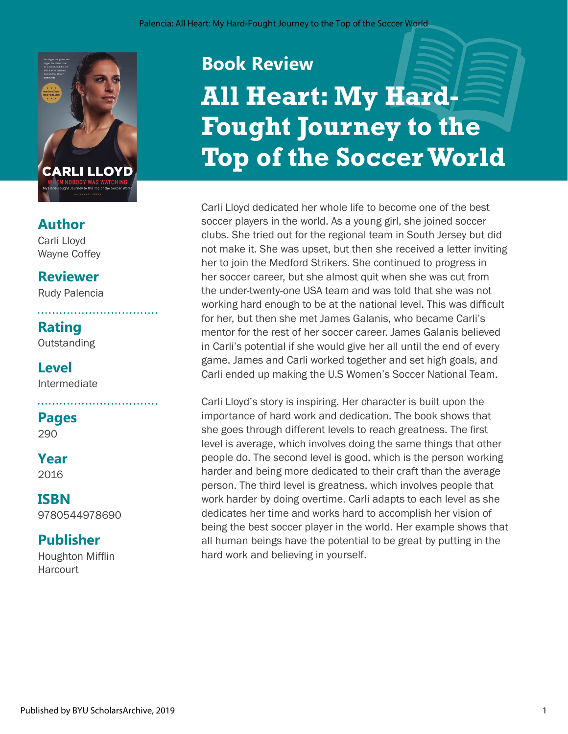## Book Review

# All Heart: My Hard-Fought Journey to the Top of the Soccer World

**Author**
Carli Lloyd
Wayne Coffey

**Reviewer**
Rudy Palencia

**Rating**
Outstanding

**Level**
Intermediate

**Pages**
290

**Year**
2016

**ISBN**
9780544978690

**Publisher**
Houghton Mifflin Harcourt

Carli Lloyd dedicated her whole life to become one of the best soccer players in the world. As a young girl, she joined soccer clubs. She tried out for the regional team in South Jersey but did not make it. She was upset, but then she received a letter inviting her to join the Medford Strikers. She continued to progress in her soccer career, but she almost quit when she was cut from the under-twenty-one USA team and was told that she was not working hard enough to be at the national level. This was difficult for her, but then she met James Galanis, who became Carli's mentor for the rest of her soccer career. James Galanis believed in Carli's potential if she would give her all until the end of every game. James and Carli worked together and set high goals, and Carli ended up making the U.S Women's Soccer National Team.

Carli Lloyd's story is inspiring. Her character is built upon the importance of hard work and dedication. The book shows that she goes through different levels to reach greatness. The first level is average, which involves doing the same things that other people do. The second level is good, which is the person working harder and being more dedicated to their craft than the average person. The third level is greatness, which involves people that work harder by doing overtime. Carli adapts to each level as she dedicates her time and works hard to accomplish her vision of being the best soccer player in the world. Her example shows that all human beings have the potential to be great by putting in the hard work and believing in yourself.